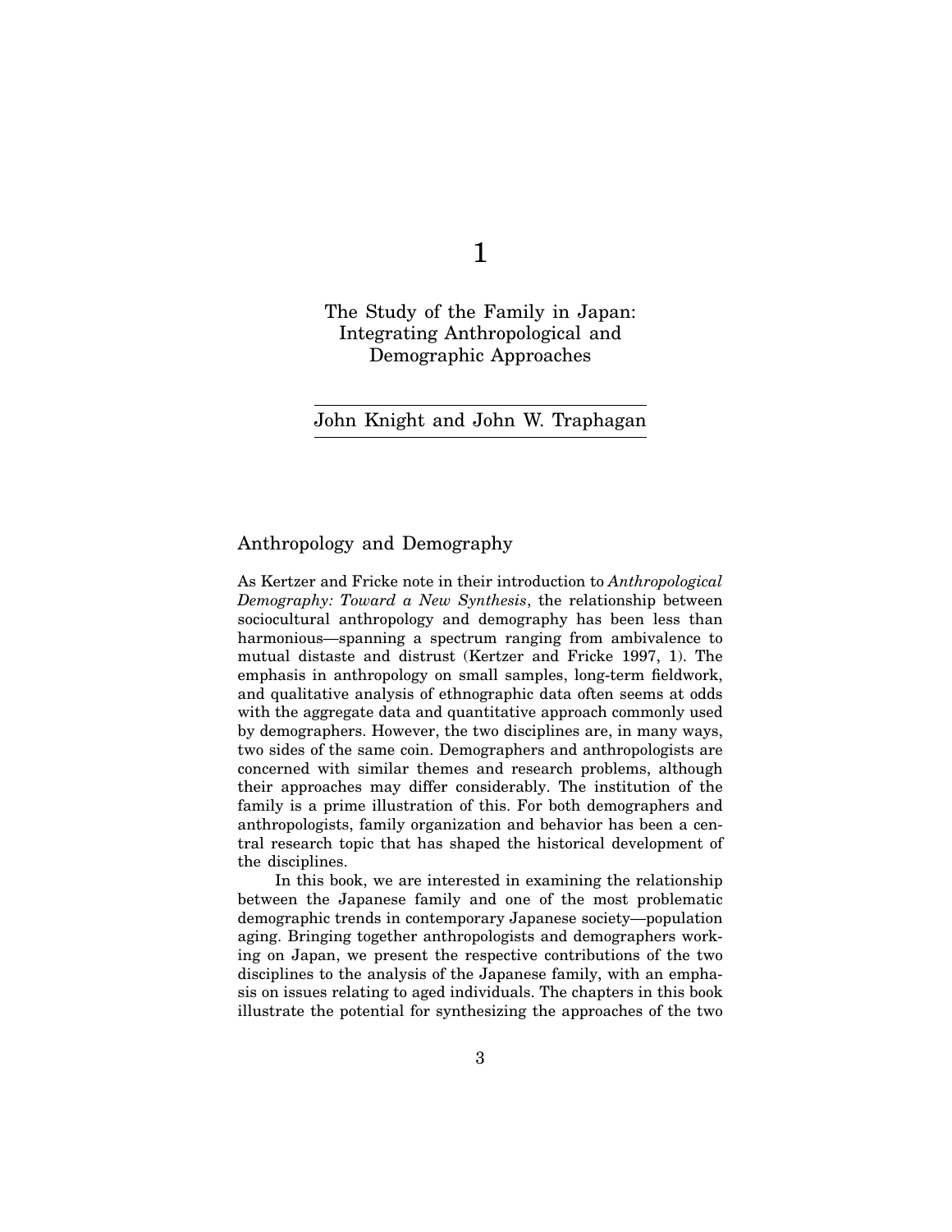# 1

# The Study of the Family in Japan: Integrating Anthropological and Demographic Approaches

John Knight and John W. Traphagan

## Anthropology and Demography

As Kertzer and Fricke note in their introduction to *Anthropological Demography: Toward a New Synthesis*, the relationship between sociocultural anthropology and demography has been less than harmonious—spanning a spectrum ranging from ambivalence to mutual distaste and distrust (Kertzer and Fricke 1997, 1). The emphasis in anthropology on small samples, long-term fieldwork, and qualitative analysis of ethnographic data often seems at odds with the aggregate data and quantitative approach commonly used by demographers. However, the two disciplines are, in many ways, two sides of the same coin. Demographers and anthropologists are concerned with similar themes and research problems, although their approaches may differ considerably. The institution of the family is a prime illustration of this. For both demographers and anthropologists, family organization and behavior has been a central research topic that has shaped the historical development of the disciplines.

In this book, we are interested in examining the relationship between the Japanese family and one of the most problematic demographic trends in contemporary Japanese society—population aging. Bringing together anthropologists and demographers working on Japan, we present the respective contributions of the two disciplines to the analysis of the Japanese family, with an emphasis on issues relating to aged individuals. The chapters in this book illustrate the potential for synthesizing the approaches of the two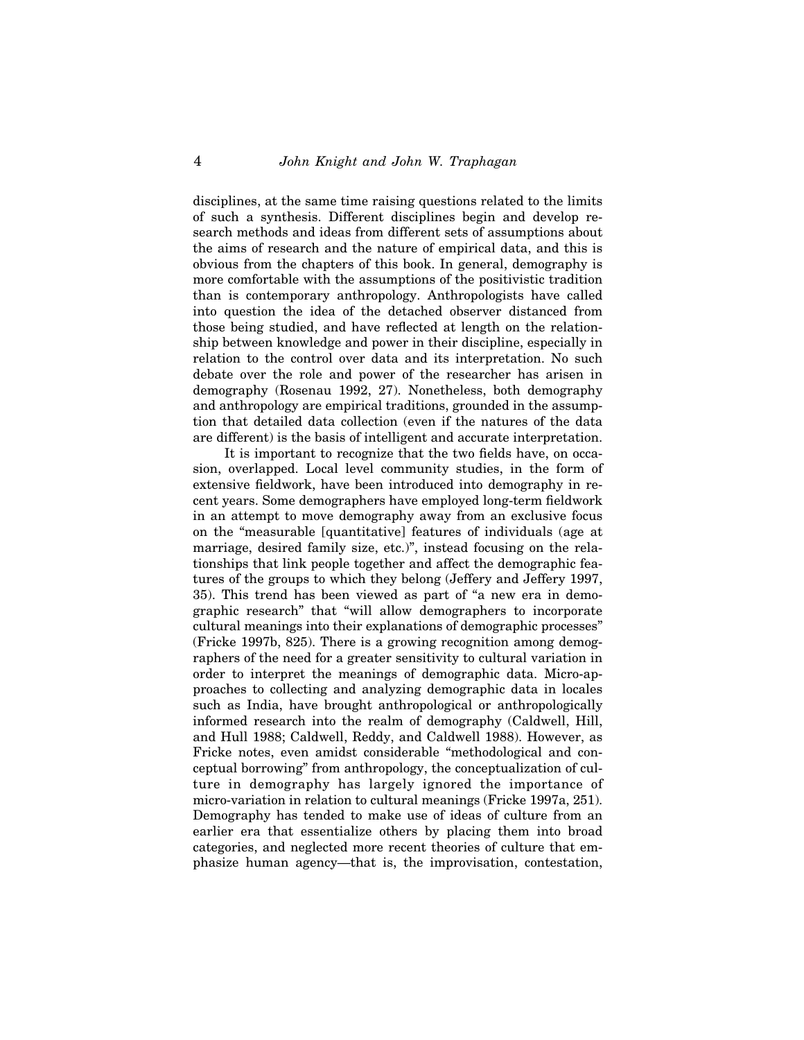disciplines, at the same time raising questions related to the limits of such a synthesis. Different disciplines begin and develop research methods and ideas from different sets of assumptions about the aims of research and the nature of empirical data, and this is obvious from the chapters of this book. In general, demography is more comfortable with the assumptions of the positivistic tradition than is contemporary anthropology. Anthropologists have called into question the idea of the detached observer distanced from those being studied, and have reflected at length on the relationship between knowledge and power in their discipline, especially in relation to the control over data and its interpretation. No such debate over the role and power of the researcher has arisen in demography (Rosenau 1992, 27). Nonetheless, both demography and anthropology are empirical traditions, grounded in the assumption that detailed data collection (even if the natures of the data are different) is the basis of intelligent and accurate interpretation.

It is important to recognize that the two fields have, on occasion, overlapped. Local level community studies, in the form of extensive fieldwork, have been introduced into demography in recent years. Some demographers have employed long-term fieldwork in an attempt to move demography away from an exclusive focus on the "measurable [quantitative] features of individuals (age at marriage, desired family size, etc.)", instead focusing on the relationships that link people together and affect the demographic features of the groups to which they belong (Jeffery and Jeffery 1997, 35). This trend has been viewed as part of "a new era in demographic research" that "will allow demographers to incorporate cultural meanings into their explanations of demographic processes" (Fricke 1997b, 825). There is a growing recognition among demographers of the need for a greater sensitivity to cultural variation in order to interpret the meanings of demographic data. Micro-approaches to collecting and analyzing demographic data in locales such as India, have brought anthropological or anthropologically informed research into the realm of demography (Caldwell, Hill, and Hull 1988; Caldwell, Reddy, and Caldwell 1988). However, as Fricke notes, even amidst considerable "methodological and conceptual borrowing" from anthropology, the conceptualization of culture in demography has largely ignored the importance of micro-variation in relation to cultural meanings (Fricke 1997a, 251). Demography has tended to make use of ideas of culture from an earlier era that essentialize others by placing them into broad categories, and neglected more recent theories of culture that emphasize human agency—that is, the improvisation, contestation,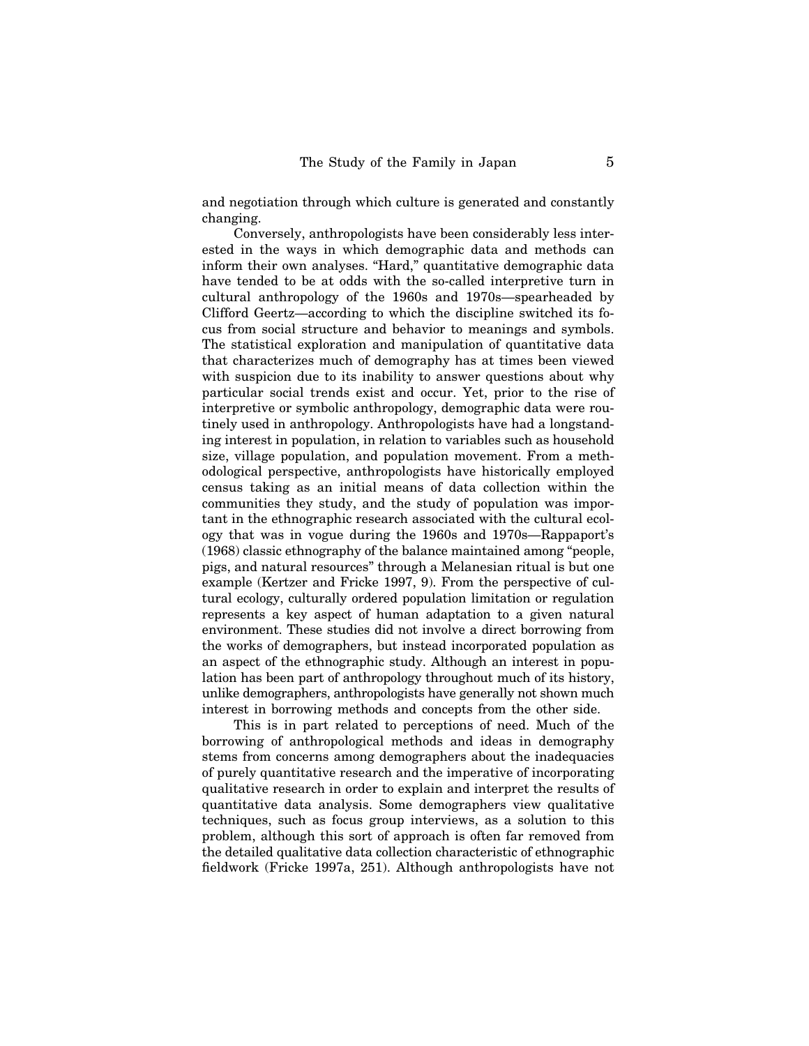and negotiation through which culture is generated and constantly changing.

Conversely, anthropologists have been considerably less interested in the ways in which demographic data and methods can inform their own analyses. "Hard," quantitative demographic data have tended to be at odds with the so-called interpretive turn in cultural anthropology of the 1960s and 1970s—spearheaded by Clifford Geertz—according to which the discipline switched its focus from social structure and behavior to meanings and symbols. The statistical exploration and manipulation of quantitative data that characterizes much of demography has at times been viewed with suspicion due to its inability to answer questions about why particular social trends exist and occur. Yet, prior to the rise of interpretive or symbolic anthropology, demographic data were routinely used in anthropology. Anthropologists have had a longstanding interest in population, in relation to variables such as household size, village population, and population movement. From a methodological perspective, anthropologists have historically employed census taking as an initial means of data collection within the communities they study, and the study of population was important in the ethnographic research associated with the cultural ecology that was in vogue during the 1960s and 1970s—Rappaport's (1968) classic ethnography of the balance maintained among "people, pigs, and natural resources" through a Melanesian ritual is but one example (Kertzer and Fricke 1997, 9). From the perspective of cultural ecology, culturally ordered population limitation or regulation represents a key aspect of human adaptation to a given natural environment. These studies did not involve a direct borrowing from the works of demographers, but instead incorporated population as an aspect of the ethnographic study. Although an interest in population has been part of anthropology throughout much of its history, unlike demographers, anthropologists have generally not shown much interest in borrowing methods and concepts from the other side.

This is in part related to perceptions of need. Much of the borrowing of anthropological methods and ideas in demography stems from concerns among demographers about the inadequacies of purely quantitative research and the imperative of incorporating qualitative research in order to explain and interpret the results of quantitative data analysis. Some demographers view qualitative techniques, such as focus group interviews, as a solution to this problem, although this sort of approach is often far removed from the detailed qualitative data collection characteristic of ethnographic fieldwork (Fricke 1997a, 251). Although anthropologists have not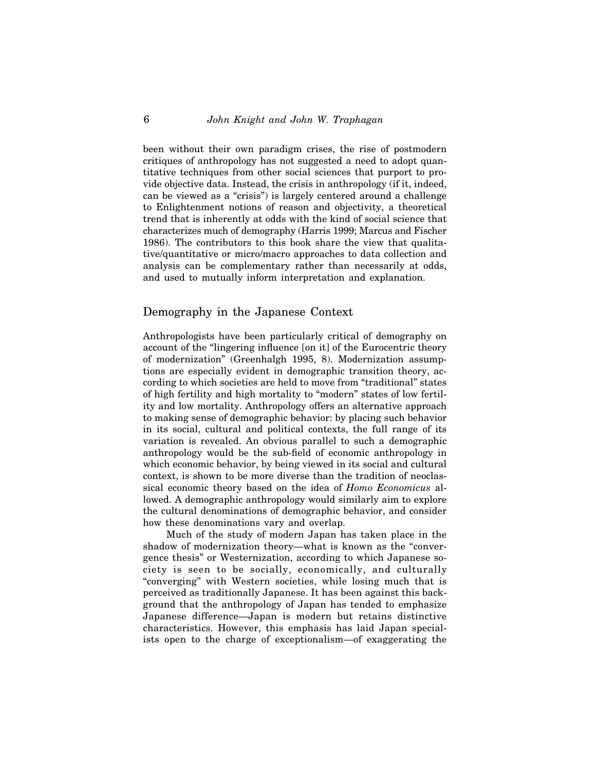been without their own paradigm crises, the rise of postmodern critiques of anthropology has not suggested a need to adopt quantitative techniques from other social sciences that purport to provide objective data. Instead, the crisis in anthropology (if it, indeed, can be viewed as a "crisis") is largely centered around a challenge to Enlightenment notions of reason and objectivity, a theoretical trend that is inherently at odds with the kind of social science that characterizes much of demography (Harris 1999; Marcus and Fischer 1986). The contributors to this book share the view that qualitative/quantitative or micro/macro approaches to data collection and analysis can be complementary rather than necessarily at odds, and used to mutually inform interpretation and explanation.

## Demography in the Japanese Context

Anthropologists have been particularly critical of demography on account of the "lingering influence [on it] of the Eurocentric theory of modernization" (Greenhalgh 1995, 8). Modernization assumptions are especially evident in demographic transition theory, according to which societies are held to move from "traditional" states of high fertility and high mortality to "modern" states of low fertility and low mortality. Anthropology offers an alternative approach to making sense of demographic behavior: by placing such behavior in its social, cultural and political contexts, the full range of its variation is revealed. An obvious parallel to such a demographic anthropology would be the sub-field of economic anthropology in which economic behavior, by being viewed in its social and cultural context, is shown to be more diverse than the tradition of neoclassical economic theory based on the idea of *Homo Economicus* allowed. A demographic anthropology would similarly aim to explore the cultural denominations of demographic behavior, and consider how these denominations vary and overlap.

Much of the study of modern Japan has taken place in the shadow of modernization theory—what is known as the "convergence thesis" or Westernization, according to which Japanese society is seen to be socially, economically, and culturally "converging" with Western societies, while losing much that is perceived as traditionally Japanese. It has been against this background that the anthropology of Japan has tended to emphasize Japanese difference—Japan is modern but retains distinctive characteristics. However, this emphasis has laid Japan specialists open to the charge of exceptionalism—of exaggerating the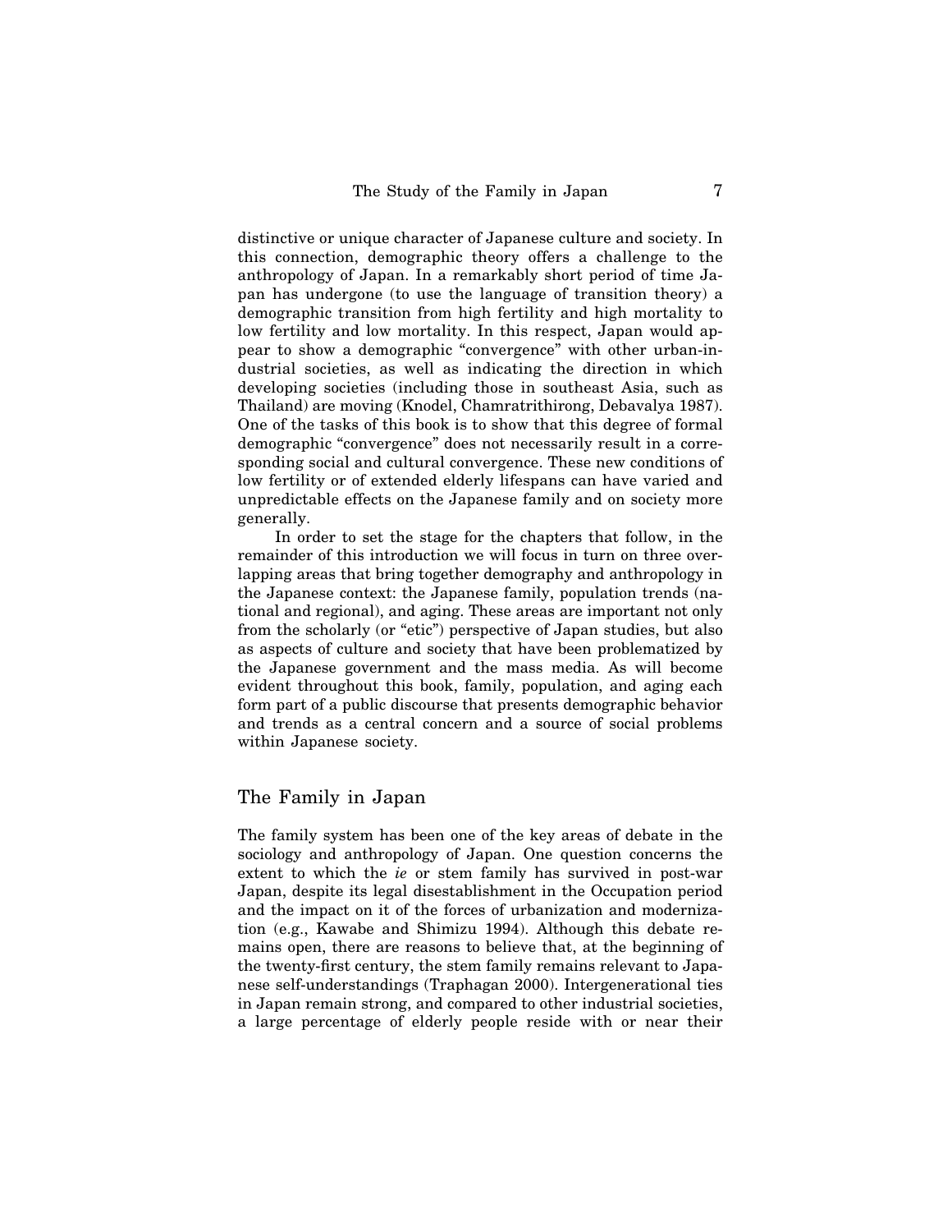distinctive or unique character of Japanese culture and society. In this connection, demographic theory offers a challenge to the anthropology of Japan. In a remarkably short period of time Japan has undergone (to use the language of transition theory) a demographic transition from high fertility and high mortality to low fertility and low mortality. In this respect, Japan would appear to show a demographic "convergence" with other urban-industrial societies, as well as indicating the direction in which developing societies (including those in southeast Asia, such as Thailand) are moving (Knodel, Chamratrithirong, Debavalya 1987). One of the tasks of this book is to show that this degree of formal demographic "convergence" does not necessarily result in a corresponding social and cultural convergence. These new conditions of low fertility or of extended elderly lifespans can have varied and unpredictable effects on the Japanese family and on society more generally.

In order to set the stage for the chapters that follow, in the remainder of this introduction we will focus in turn on three overlapping areas that bring together demography and anthropology in the Japanese context: the Japanese family, population trends (national and regional), and aging. These areas are important not only from the scholarly (or "etic") perspective of Japan studies, but also as aspects of culture and society that have been problematized by the Japanese government and the mass media. As will become evident throughout this book, family, population, and aging each form part of a public discourse that presents demographic behavior and trends as a central concern and a source of social problems within Japanese society.

## The Family in Japan

The family system has been one of the key areas of debate in the sociology and anthropology of Japan. One question concerns the extent to which the *ie* or stem family has survived in post-war Japan, despite its legal disestablishment in the Occupation period and the impact on it of the forces of urbanization and modernization (e.g., Kawabe and Shimizu 1994). Although this debate remains open, there are reasons to believe that, at the beginning of the twenty-first century, the stem family remains relevant to Japanese self-understandings (Traphagan 2000). Intergenerational ties in Japan remain strong, and compared to other industrial societies, a large percentage of elderly people reside with or near their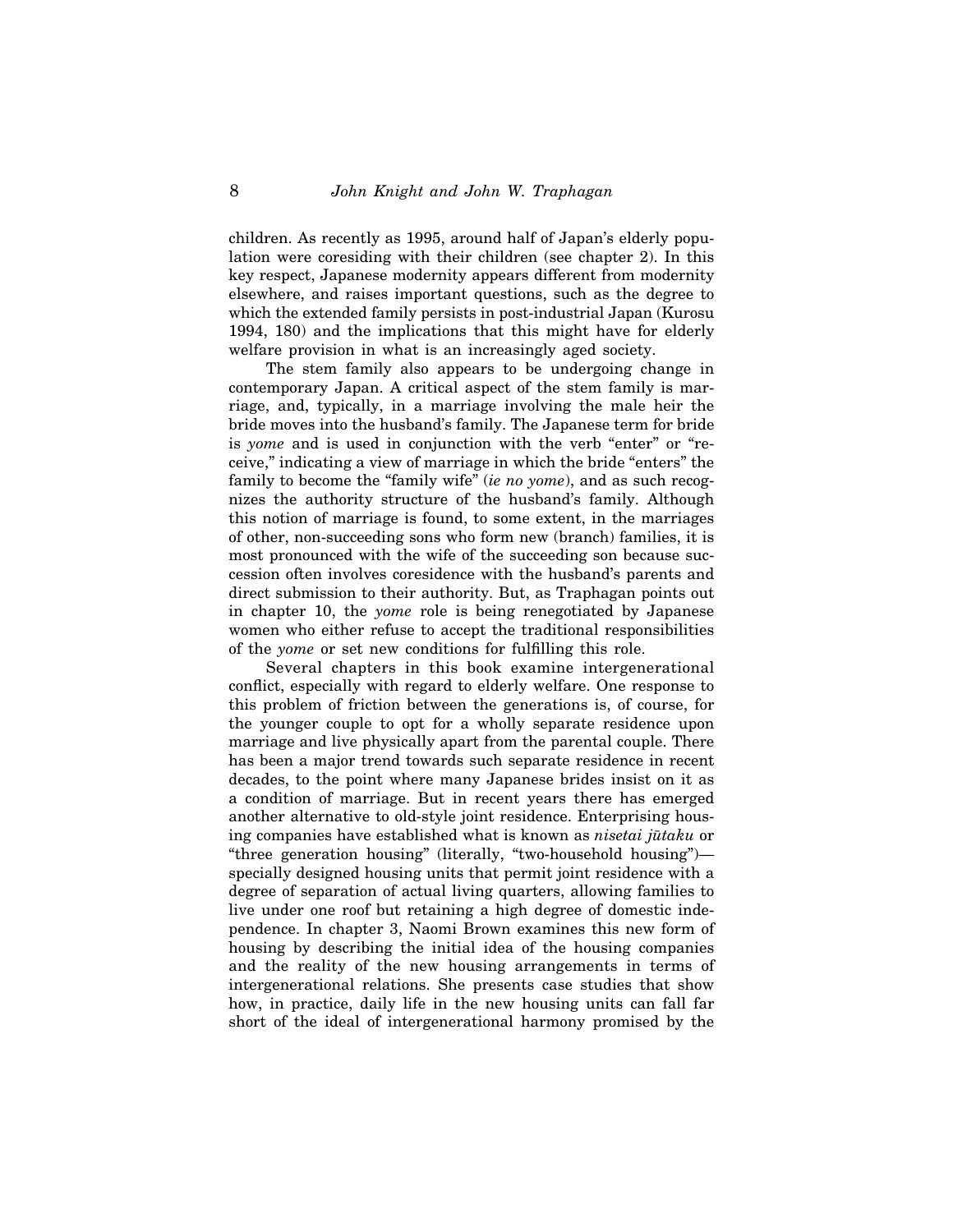children. As recently as 1995, around half of Japan's elderly population were coresiding with their children (see chapter 2). In this key respect, Japanese modernity appears different from modernity elsewhere, and raises important questions, such as the degree to which the extended family persists in post-industrial Japan (Kurosu 1994, 180) and the implications that this might have for elderly welfare provision in what is an increasingly aged society.

The stem family also appears to be undergoing change in contemporary Japan. A critical aspect of the stem family is marriage, and, typically, in a marriage involving the male heir the bride moves into the husband's family. The Japanese term for bride is *yome* and is used in conjunction with the verb "enter" or "receive," indicating a view of marriage in which the bride "enters" the family to become the "family wife" (*ie no yome*), and as such recognizes the authority structure of the husband's family. Although this notion of marriage is found, to some extent, in the marriages of other, non-succeeding sons who form new (branch) families, it is most pronounced with the wife of the succeeding son because succession often involves coresidence with the husband's parents and direct submission to their authority. But, as Traphagan points out in chapter 10, the *yome* role is being renegotiated by Japanese women who either refuse to accept the traditional responsibilities of the *yome* or set new conditions for fulfilling this role.

Several chapters in this book examine intergenerational conflict, especially with regard to elderly welfare. One response to this problem of friction between the generations is, of course, for the younger couple to opt for a wholly separate residence upon marriage and live physically apart from the parental couple. There has been a major trend towards such separate residence in recent decades, to the point where many Japanese brides insist on it as a condition of marriage. But in recent years there has emerged another alternative to old-style joint residence. Enterprising housing companies have established what is known as *nisetai jūtaku* or "three generation housing" (literally, "two-household housing")—specially designed housing units that permit joint residence with a degree of separation of actual living quarters, allowing families to live under one roof but retaining a high degree of domestic independence. In chapter 3, Naomi Brown examines this new form of housing by describing the initial idea of the housing companies and the reality of the new housing arrangements in terms of intergenerational relations. She presents case studies that show how, in practice, daily life in the new housing units can fall far short of the ideal of intergenerational harmony promised by the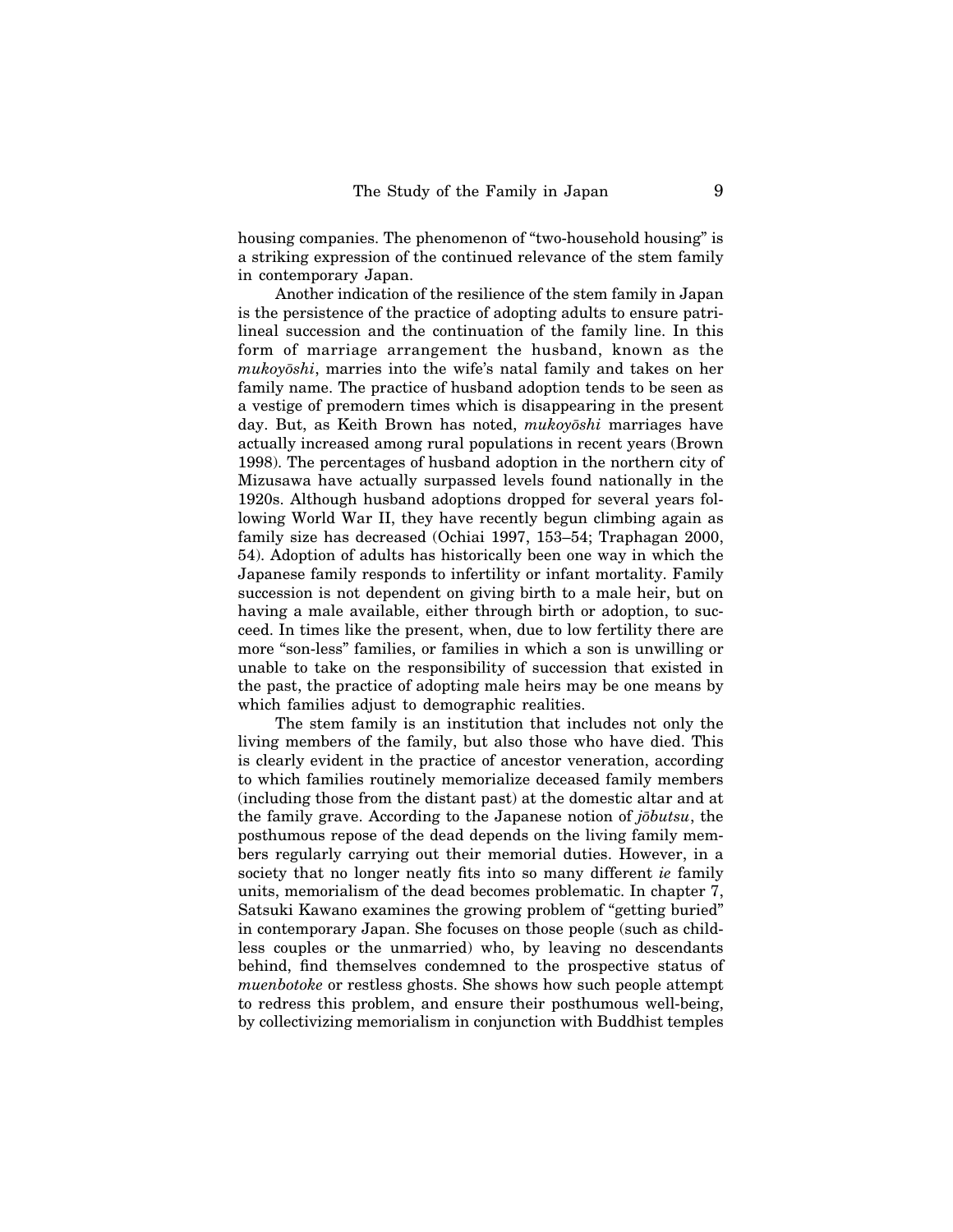housing companies. The phenomenon of "two-household housing" is a striking expression of the continued relevance of the stem family in contemporary Japan.

Another indication of the resilience of the stem family in Japan is the persistence of the practice of adopting adults to ensure patrilineal succession and the continuation of the family line. In this form of marriage arrangement the husband, known as the *mukoyōshi*, marries into the wife's natal family and takes on her family name. The practice of husband adoption tends to be seen as a vestige of premodern times which is disappearing in the present day. But, as Keith Brown has noted, *mukoyōshi* marriages have actually increased among rural populations in recent years (Brown 1998). The percentages of husband adoption in the northern city of Mizusawa have actually surpassed levels found nationally in the 1920s. Although husband adoptions dropped for several years following World War II, they have recently begun climbing again as family size has decreased (Ochiai 1997, 153–54; Traphagan 2000, 54). Adoption of adults has historically been one way in which the Japanese family responds to infertility or infant mortality. Family succession is not dependent on giving birth to a male heir, but on having a male available, either through birth or adoption, to succeed. In times like the present, when, due to low fertility there are more "son-less" families, or families in which a son is unwilling or unable to take on the responsibility of succession that existed in the past, the practice of adopting male heirs may be one means by which families adjust to demographic realities.

The stem family is an institution that includes not only the living members of the family, but also those who have died. This is clearly evident in the practice of ancestor veneration, according to which families routinely memorialize deceased family members (including those from the distant past) at the domestic altar and at the family grave. According to the Japanese notion of *jōbutsu*, the posthumous repose of the dead depends on the living family members regularly carrying out their memorial duties. However, in a society that no longer neatly fits into so many different *ie* family units, memorialism of the dead becomes problematic. In chapter 7, Satsuki Kawano examines the growing problem of "getting buried" in contemporary Japan. She focuses on those people (such as childless couples or the unmarried) who, by leaving no descendants behind, find themselves condemned to the prospective status of *muenbotoke* or restless ghosts. She shows how such people attempt to redress this problem, and ensure their posthumous well-being, by collectivizing memorialism in conjunction with Buddhist temples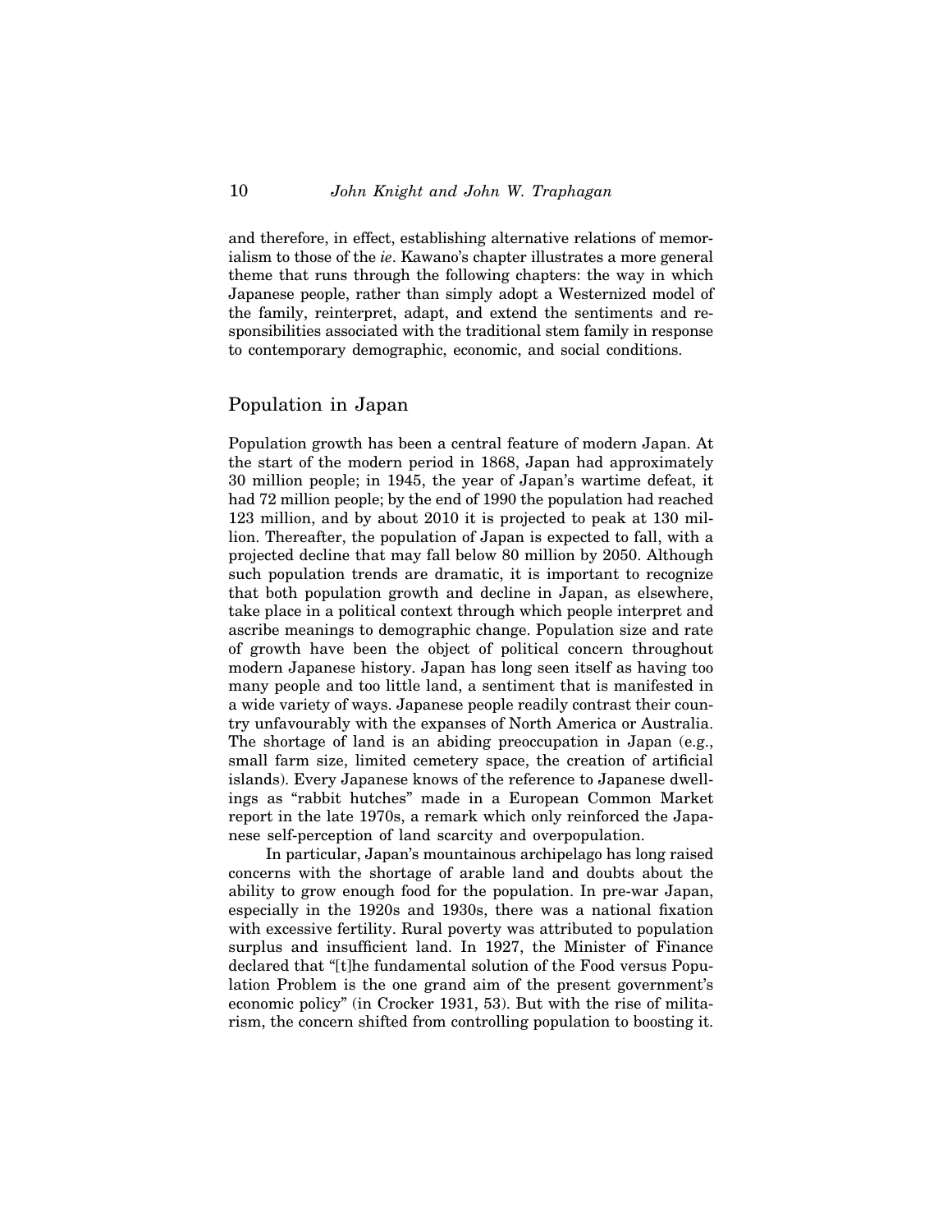and therefore, in effect, establishing alternative relations of memorialism to those of the *ie*. Kawano's chapter illustrates a more general theme that runs through the following chapters: the way in which Japanese people, rather than simply adopt a Westernized model of the family, reinterpret, adapt, and extend the sentiments and responsibilities associated with the traditional stem family in response to contemporary demographic, economic, and social conditions.

## Population in Japan

Population growth has been a central feature of modern Japan. At the start of the modern period in 1868, Japan had approximately 30 million people; in 1945, the year of Japan's wartime defeat, it had 72 million people; by the end of 1990 the population had reached 123 million, and by about 2010 it is projected to peak at 130 million. Thereafter, the population of Japan is expected to fall, with a projected decline that may fall below 80 million by 2050. Although such population trends are dramatic, it is important to recognize that both population growth and decline in Japan, as elsewhere, take place in a political context through which people interpret and ascribe meanings to demographic change. Population size and rate of growth have been the object of political concern throughout modern Japanese history. Japan has long seen itself as having too many people and too little land, a sentiment that is manifested in a wide variety of ways. Japanese people readily contrast their country unfavourably with the expanses of North America or Australia. The shortage of land is an abiding preoccupation in Japan (e.g., small farm size, limited cemetery space, the creation of artificial islands). Every Japanese knows of the reference to Japanese dwellings as "rabbit hutches" made in a European Common Market report in the late 1970s, a remark which only reinforced the Japanese self-perception of land scarcity and overpopulation.

In particular, Japan's mountainous archipelago has long raised concerns with the shortage of arable land and doubts about the ability to grow enough food for the population. In pre-war Japan, especially in the 1920s and 1930s, there was a national fixation with excessive fertility. Rural poverty was attributed to population surplus and insufficient land. In 1927, the Minister of Finance declared that "[t]he fundamental solution of the Food versus Population Problem is the one grand aim of the present government's economic policy" (in Crocker 1931, 53). But with the rise of militarism, the concern shifted from controlling population to boosting it.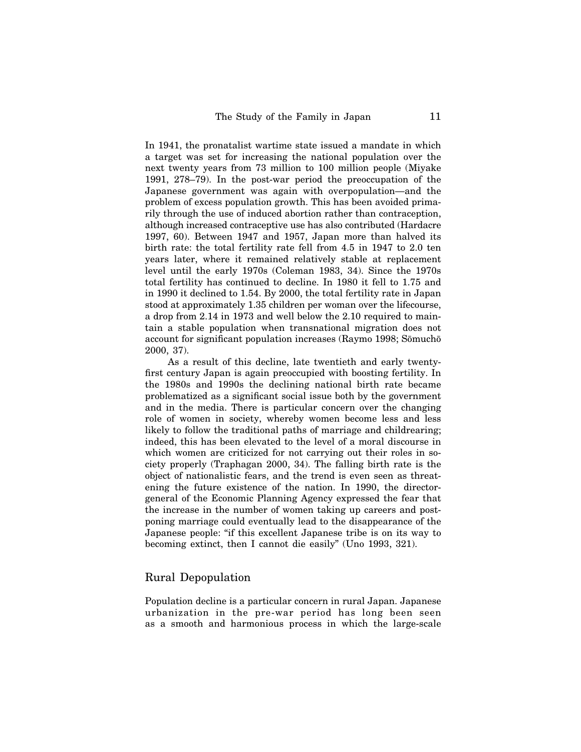In 1941, the pronatalist wartime state issued a mandate in which a target was set for increasing the national population over the next twenty years from 73 million to 100 million people (Miyake 1991, 278–79). In the post-war period the preoccupation of the Japanese government was again with overpopulation—and the problem of excess population growth. This has been avoided primarily through the use of induced abortion rather than contraception, although increased contraceptive use has also contributed (Hardacre 1997, 60). Between 1947 and 1957, Japan more than halved its birth rate: the total fertility rate fell from 4.5 in 1947 to 2.0 ten years later, where it remained relatively stable at replacement level until the early 1970s (Coleman 1983, 34). Since the 1970s total fertility has continued to decline. In 1980 it fell to 1.75 and in 1990 it declined to 1.54. By 2000, the total fertility rate in Japan stood at approximately 1.35 children per woman over the lifecourse, a drop from 2.14 in 1973 and well below the 2.10 required to maintain a stable population when transnational migration does not account for significant population increases (Raymo 1998; Sōmuchō 2000, 37).

As a result of this decline, late twentieth and early twenty-first century Japan is again preoccupied with boosting fertility. In the 1980s and 1990s the declining national birth rate became problematized as a significant social issue both by the government and in the media. There is particular concern over the changing role of women in society, whereby women become less and less likely to follow the traditional paths of marriage and childrearing; indeed, this has been elevated to the level of a moral discourse in which women are criticized for not carrying out their roles in society properly (Traphagan 2000, 34). The falling birth rate is the object of nationalistic fears, and the trend is even seen as threatening the future existence of the nation. In 1990, the director-general of the Economic Planning Agency expressed the fear that the increase in the number of women taking up careers and postponing marriage could eventually lead to the disappearance of the Japanese people: "if this excellent Japanese tribe is on its way to becoming extinct, then I cannot die easily" (Uno 1993, 321).

## Rural Depopulation

Population decline is a particular concern in rural Japan. Japanese urbanization in the pre-war period has long been seen as a smooth and harmonious process in which the large-scale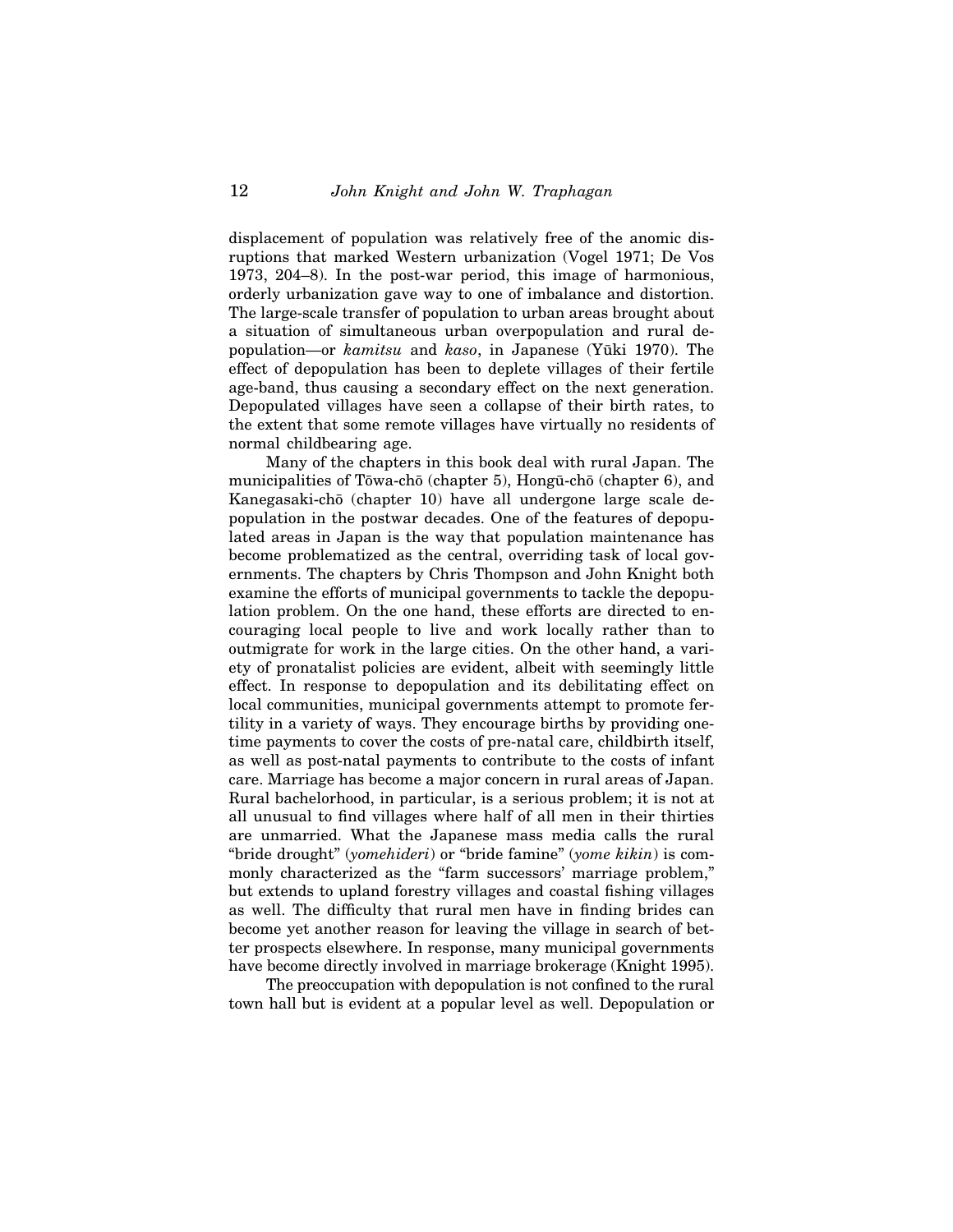displacement of population was relatively free of the anomic disruptions that marked Western urbanization (Vogel 1971; De Vos 1973, 204–8). In the post-war period, this image of harmonious, orderly urbanization gave way to one of imbalance and distortion. The large-scale transfer of population to urban areas brought about a situation of simultaneous urban overpopulation and rural depopulation—or *kamitsu* and *kaso*, in Japanese (Yūki 1970). The effect of depopulation has been to deplete villages of their fertile age-band, thus causing a secondary effect on the next generation. Depopulated villages have seen a collapse of their birth rates, to the extent that some remote villages have virtually no residents of normal childbearing age.

Many of the chapters in this book deal with rural Japan. The municipalities of Tōwa-chō (chapter 5), Hongū-chō (chapter 6), and Kanegasaki-chō (chapter 10) have all undergone large scale depopulation in the postwar decades. One of the features of depopulated areas in Japan is the way that population maintenance has become problematized as the central, overriding task of local governments. The chapters by Chris Thompson and John Knight both examine the efforts of municipal governments to tackle the depopulation problem. On the one hand, these efforts are directed to encouraging local people to live and work locally rather than to outmigrate for work in the large cities. On the other hand, a variety of pronatalist policies are evident, albeit with seemingly little effect. In response to depopulation and its debilitating effect on local communities, municipal governments attempt to promote fertility in a variety of ways. They encourage births by providing one-time payments to cover the costs of pre-natal care, childbirth itself, as well as post-natal payments to contribute to the costs of infant care. Marriage has become a major concern in rural areas of Japan. Rural bachelorhood, in particular, is a serious problem; it is not at all unusual to find villages where half of all men in their thirties are unmarried. What the Japanese mass media calls the rural "bride drought" (*yomehideri*) or "bride famine" (*yome kikin*) is commonly characterized as the "farm successors' marriage problem," but extends to upland forestry villages and coastal fishing villages as well. The difficulty that rural men have in finding brides can become yet another reason for leaving the village in search of better prospects elsewhere. In response, many municipal governments have become directly involved in marriage brokerage (Knight 1995).

The preoccupation with depopulation is not confined to the rural town hall but is evident at a popular level as well. Depopulation or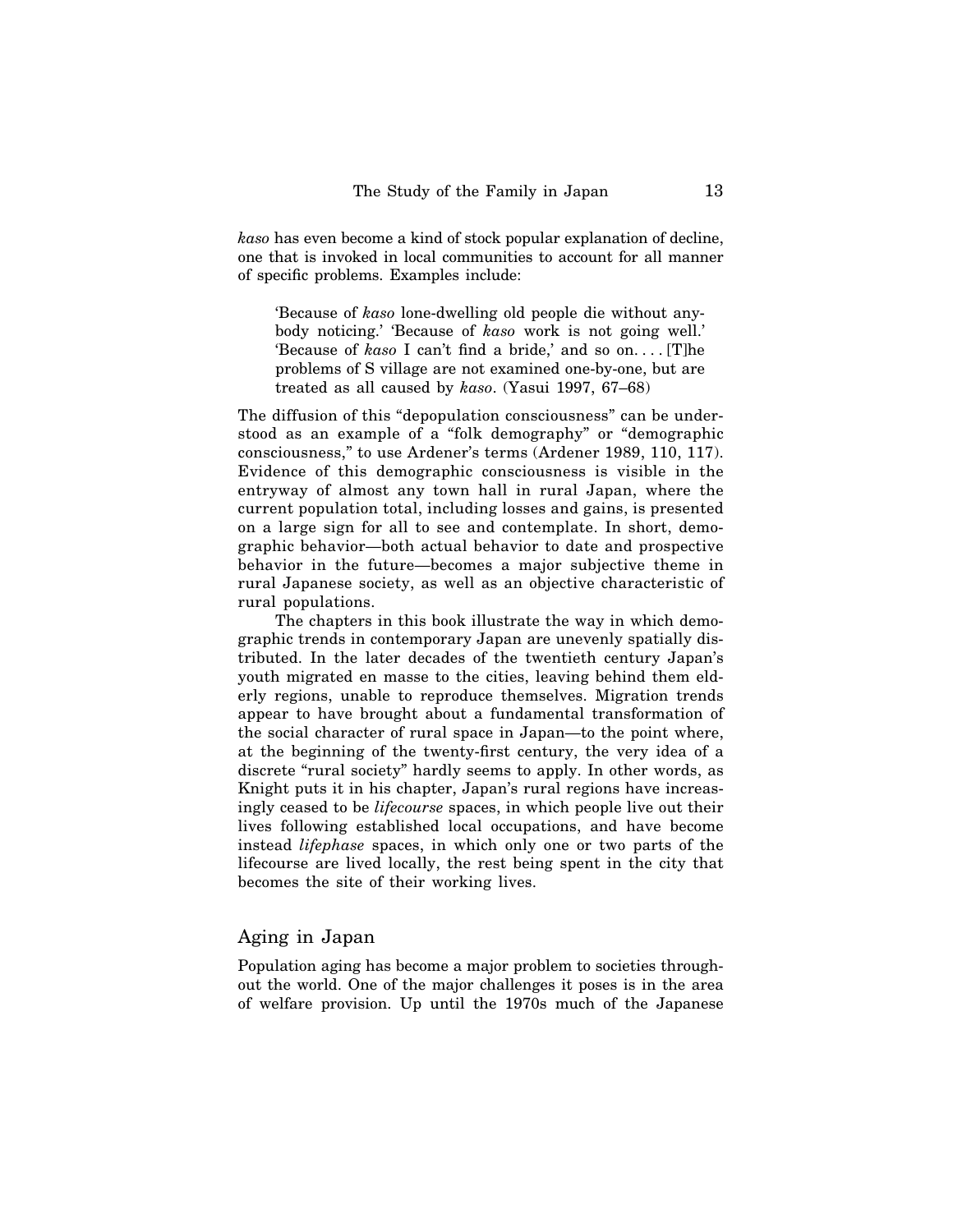*kaso* has even become a kind of stock popular explanation of decline, one that is invoked in local communities to account for all manner of specific problems. Examples include:

> 'Because of *kaso* lone-dwelling old people die without anybody noticing.' 'Because of *kaso* work is not going well.' 'Because of *kaso* I can't find a bride,' and so on. . . . [T]he problems of S village are not examined one-by-one, but are treated as all caused by *kaso*. (Yasui 1997, 67–68)

The diffusion of this "depopulation consciousness" can be understood as an example of a "folk demography" or "demographic consciousness," to use Ardener's terms (Ardener 1989, 110, 117). Evidence of this demographic consciousness is visible in the entryway of almost any town hall in rural Japan, where the current population total, including losses and gains, is presented on a large sign for all to see and contemplate. In short, demographic behavior—both actual behavior to date and prospective behavior in the future—becomes a major subjective theme in rural Japanese society, as well as an objective characteristic of rural populations.

The chapters in this book illustrate the way in which demographic trends in contemporary Japan are unevenly spatially distributed. In the later decades of the twentieth century Japan's youth migrated en masse to the cities, leaving behind them elderly regions, unable to reproduce themselves. Migration trends appear to have brought about a fundamental transformation of the social character of rural space in Japan—to the point where, at the beginning of the twenty-first century, the very idea of a discrete "rural society" hardly seems to apply. In other words, as Knight puts it in his chapter, Japan's rural regions have increasingly ceased to be *lifecourse* spaces, in which people live out their lives following established local occupations, and have become instead *lifephase* spaces, in which only one or two parts of the lifecourse are lived locally, the rest being spent in the city that becomes the site of their working lives.

## Aging in Japan

Population aging has become a major problem to societies throughout the world. One of the major challenges it poses is in the area of welfare provision. Up until the 1970s much of the Japanese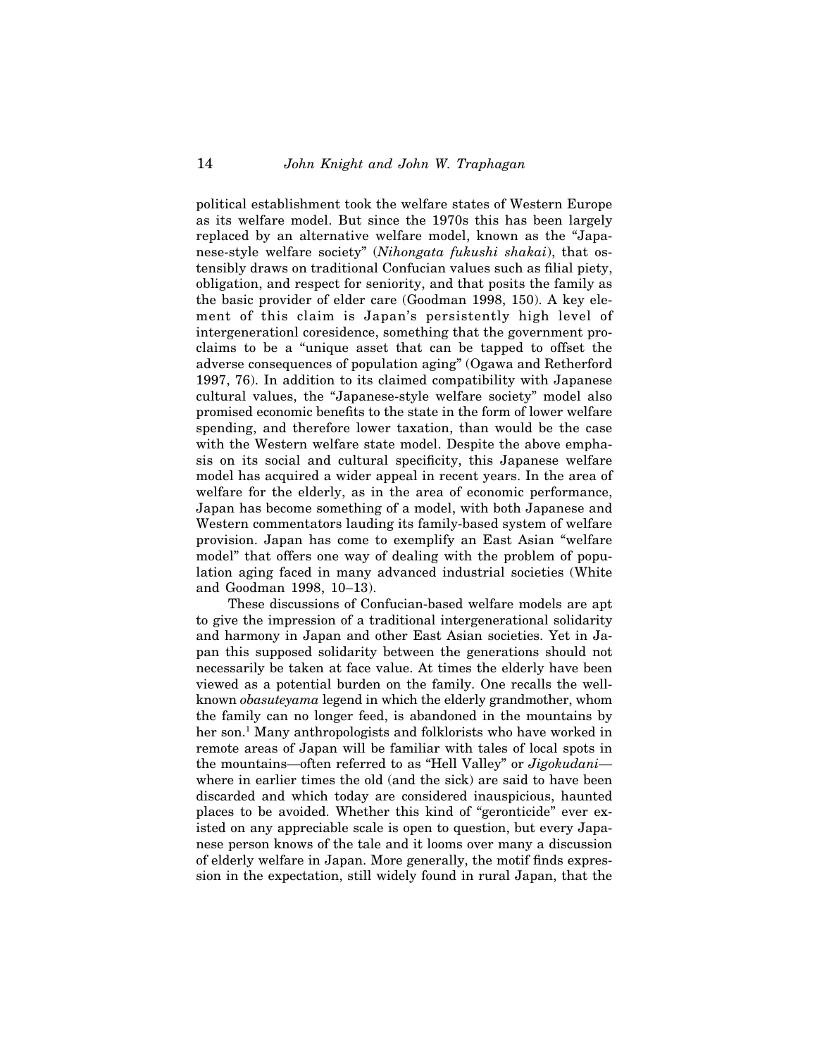political establishment took the welfare states of Western Europe as its welfare model. But since the 1970s this has been largely replaced by an alternative welfare model, known as the "Japanese-style welfare society" (*Nihongata fukushi shakai*), that ostensibly draws on traditional Confucian values such as filial piety, obligation, and respect for seniority, and that posits the family as the basic provider of elder care (Goodman 1998, 150). A key element of this claim is Japan's persistently high level of intergenerationl coresidence, something that the government proclaims to be a "unique asset that can be tapped to offset the adverse consequences of population aging" (Ogawa and Retherford 1997, 76). In addition to its claimed compatibility with Japanese cultural values, the "Japanese-style welfare society" model also promised economic benefits to the state in the form of lower welfare spending, and therefore lower taxation, than would be the case with the Western welfare state model. Despite the above emphasis on its social and cultural specificity, this Japanese welfare model has acquired a wider appeal in recent years. In the area of welfare for the elderly, as in the area of economic performance, Japan has become something of a model, with both Japanese and Western commentators lauding its family-based system of welfare provision. Japan has come to exemplify an East Asian "welfare model" that offers one way of dealing with the problem of population aging faced in many advanced industrial societies (White and Goodman 1998, 10–13).

These discussions of Confucian-based welfare models are apt to give the impression of a traditional intergenerational solidarity and harmony in Japan and other East Asian societies. Yet in Japan this supposed solidarity between the generations should not necessarily be taken at face value. At times the elderly have been viewed as a potential burden on the family. One recalls the well-known *obasuteyama* legend in which the elderly grandmother, whom the family can no longer feed, is abandoned in the mountains by her son.[1] Many anthropologists and folklorists who have worked in remote areas of Japan will be familiar with tales of local spots in the mountains—often referred to as "Hell Valley" or *Jigokudani*—where in earlier times the old (and the sick) are said to have been discarded and which today are considered inauspicious, haunted places to be avoided. Whether this kind of "geronticide" ever existed on any appreciable scale is open to question, but every Japanese person knows of the tale and it looms over many a discussion of elderly welfare in Japan. More generally, the motif finds expression in the expectation, still widely found in rural Japan, that the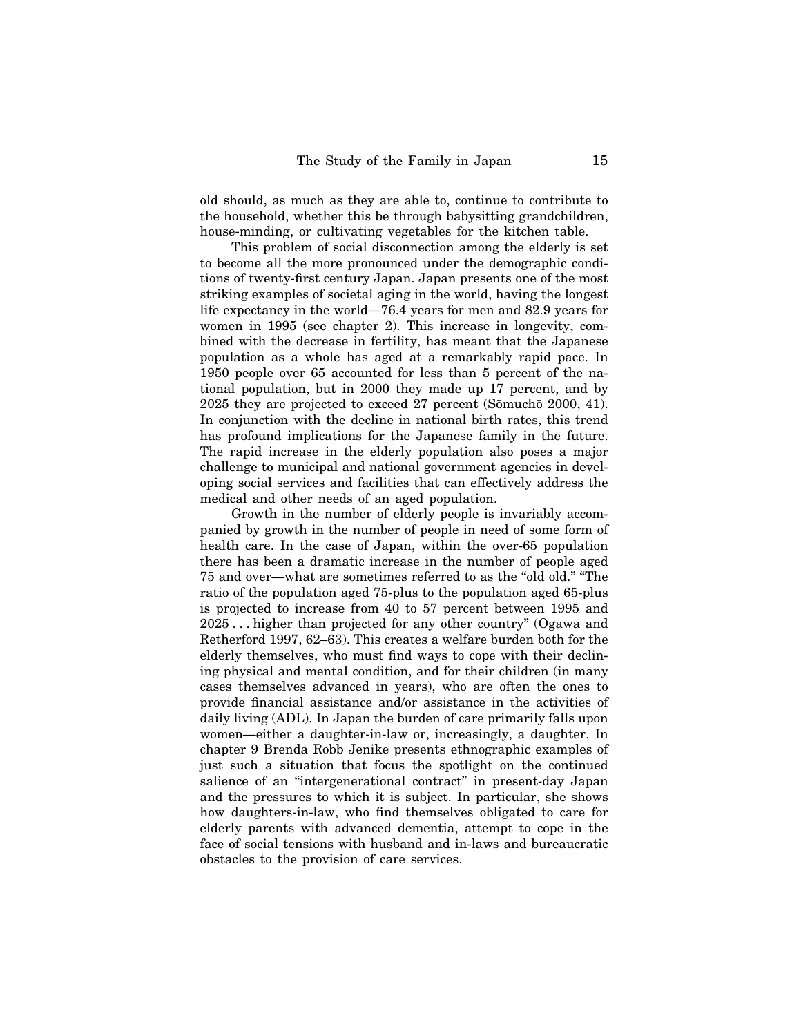old should, as much as they are able to, continue to contribute to the household, whether this be through babysitting grandchildren, house-minding, or cultivating vegetables for the kitchen table.

This problem of social disconnection among the elderly is set to become all the more pronounced under the demographic conditions of twenty-first century Japan. Japan presents one of the most striking examples of societal aging in the world, having the longest life expectancy in the world—76.4 years for men and 82.9 years for women in 1995 (see chapter 2). This increase in longevity, combined with the decrease in fertility, has meant that the Japanese population as a whole has aged at a remarkably rapid pace. In 1950 people over 65 accounted for less than 5 percent of the national population, but in 2000 they made up 17 percent, and by 2025 they are projected to exceed 27 percent (Sōmuchō 2000, 41). In conjunction with the decline in national birth rates, this trend has profound implications for the Japanese family in the future. The rapid increase in the elderly population also poses a major challenge to municipal and national government agencies in developing social services and facilities that can effectively address the medical and other needs of an aged population.

Growth in the number of elderly people is invariably accompanied by growth in the number of people in need of some form of health care. In the case of Japan, within the over-65 population there has been a dramatic increase in the number of people aged 75 and over—what are sometimes referred to as the "old old." "The ratio of the population aged 75-plus to the population aged 65-plus is projected to increase from 40 to 57 percent between 1995 and 2025 . . . higher than projected for any other country" (Ogawa and Retherford 1997, 62–63). This creates a welfare burden both for the elderly themselves, who must find ways to cope with their declining physical and mental condition, and for their children (in many cases themselves advanced in years), who are often the ones to provide financial assistance and/or assistance in the activities of daily living (ADL). In Japan the burden of care primarily falls upon women—either a daughter-in-law or, increasingly, a daughter. In chapter 9 Brenda Robb Jenike presents ethnographic examples of just such a situation that focus the spotlight on the continued salience of an "intergenerational contract" in present-day Japan and the pressures to which it is subject. In particular, she shows how daughters-in-law, who find themselves obligated to care for elderly parents with advanced dementia, attempt to cope in the face of social tensions with husband and in-laws and bureaucratic obstacles to the provision of care services.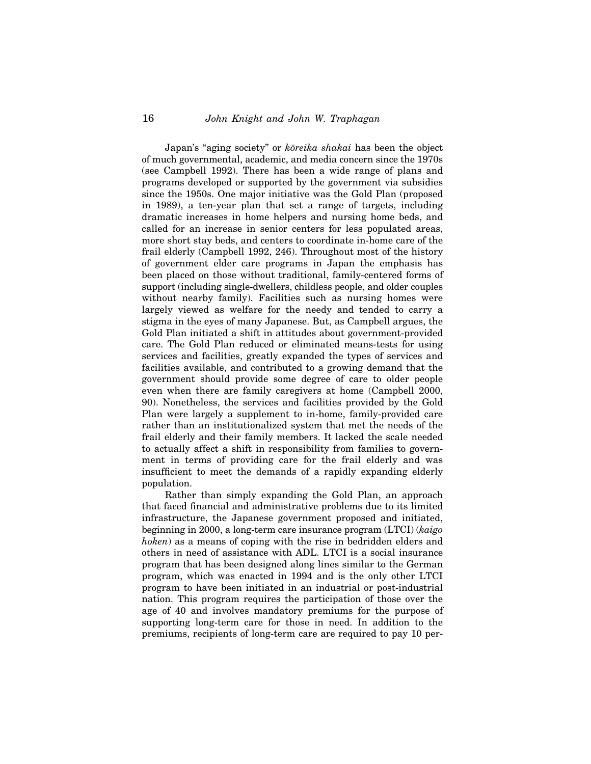Japan's "aging society" or *kōreika shakai* has been the object of much governmental, academic, and media concern since the 1970s (see Campbell 1992). There has been a wide range of plans and programs developed or supported by the government via subsidies since the 1950s. One major initiative was the Gold Plan (proposed in 1989), a ten-year plan that set a range of targets, including dramatic increases in home helpers and nursing home beds, and called for an increase in senior centers for less populated areas, more short stay beds, and centers to coordinate in-home care of the frail elderly (Campbell 1992, 246). Throughout most of the history of government elder care programs in Japan the emphasis has been placed on those without traditional, family-centered forms of support (including single-dwellers, childless people, and older couples without nearby family). Facilities such as nursing homes were largely viewed as welfare for the needy and tended to carry a stigma in the eyes of many Japanese. But, as Campbell argues, the Gold Plan initiated a shift in attitudes about government-provided care. The Gold Plan reduced or eliminated means-tests for using services and facilities, greatly expanded the types of services and facilities available, and contributed to a growing demand that the government should provide some degree of care to older people even when there are family caregivers at home (Campbell 2000, 90). Nonetheless, the services and facilities provided by the Gold Plan were largely a supplement to in-home, family-provided care rather than an institutionalized system that met the needs of the frail elderly and their family members. It lacked the scale needed to actually affect a shift in responsibility from families to government in terms of providing care for the frail elderly and was insufficient to meet the demands of a rapidly expanding elderly population.

Rather than simply expanding the Gold Plan, an approach that faced financial and administrative problems due to its limited infrastructure, the Japanese government proposed and initiated, beginning in 2000, a long-term care insurance program (LTCI) (*kaigo hoken*) as a means of coping with the rise in bedridden elders and others in need of assistance with ADL. LTCI is a social insurance program that has been designed along lines similar to the German program, which was enacted in 1994 and is the only other LTCI program to have been initiated in an industrial or post-industrial nation. This program requires the participation of those over the age of 40 and involves mandatory premiums for the purpose of supporting long-term care for those in need. In addition to the premiums, recipients of long-term care are required to pay 10 per-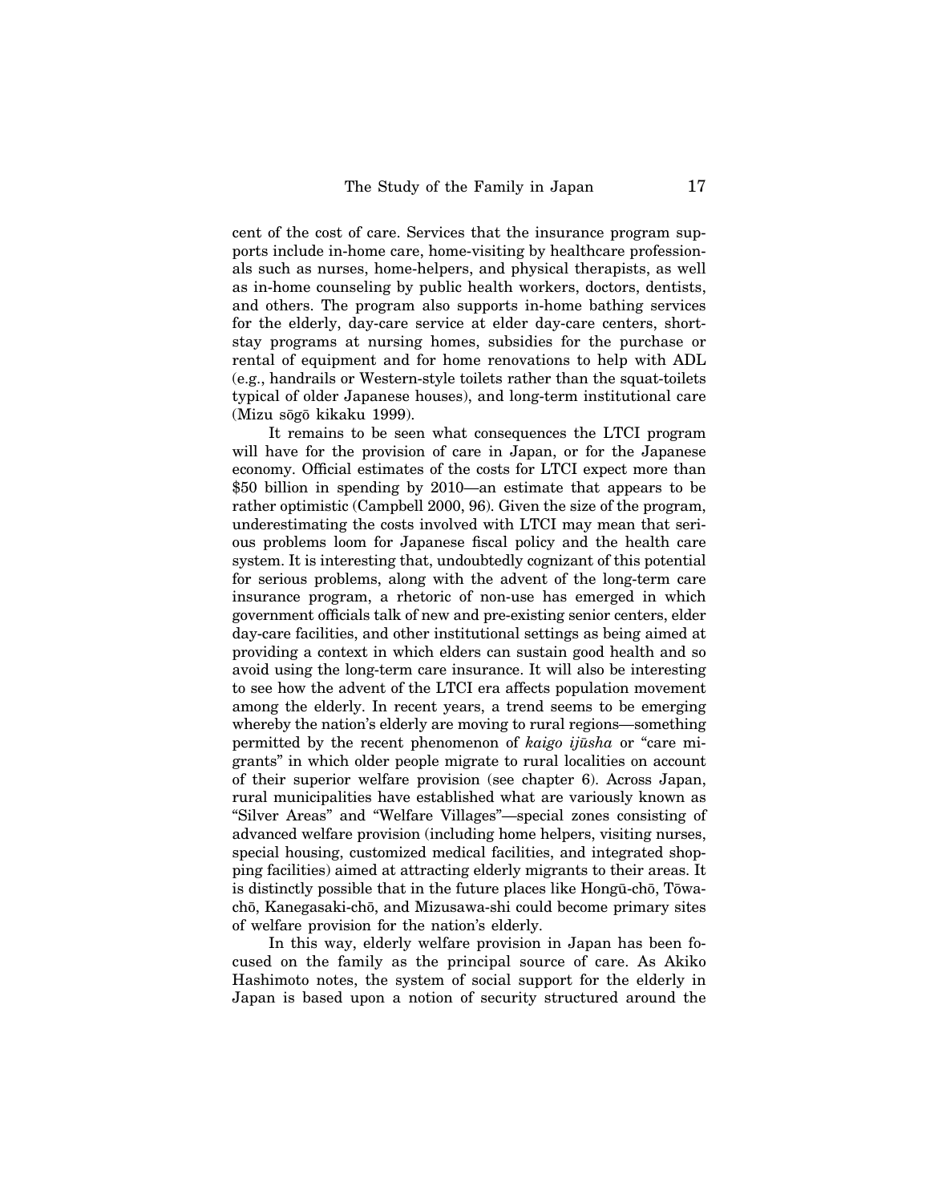cent of the cost of care. Services that the insurance program supports include in-home care, home-visiting by healthcare professionals such as nurses, home-helpers, and physical therapists, as well as in-home counseling by public health workers, doctors, dentists, and others. The program also supports in-home bathing services for the elderly, day-care service at elder day-care centers, short-stay programs at nursing homes, subsidies for the purchase or rental of equipment and for home renovations to help with ADL (e.g., handrails or Western-style toilets rather than the squat-toilets typical of older Japanese houses), and long-term institutional care (Mizu sōgō kikaku 1999).

It remains to be seen what consequences the LTCI program will have for the provision of care in Japan, or for the Japanese economy. Official estimates of the costs for LTCI expect more than $50 billion in spending by 2010—an estimate that appears to be rather optimistic (Campbell 2000, 96). Given the size of the program, underestimating the costs involved with LTCI may mean that serious problems loom for Japanese fiscal policy and the health care system. It is interesting that, undoubtedly cognizant of this potential for serious problems, along with the advent of the long-term care insurance program, a rhetoric of non-use has emerged in which government officials talk of new and pre-existing senior centers, elder day-care facilities, and other institutional settings as being aimed at providing a context in which elders can sustain good health and so avoid using the long-term care insurance. It will also be interesting to see how the advent of the LTCI era affects population movement among the elderly. In recent years, a trend seems to be emerging whereby the nation's elderly are moving to rural regions—something permitted by the recent phenomenon of *kaigo ijūsha* or "care migrants" in which older people migrate to rural localities on account of their superior welfare provision (see chapter 6). Across Japan, rural municipalities have established what are variously known as "Silver Areas" and "Welfare Villages"—special zones consisting of advanced welfare provision (including home helpers, visiting nurses, special housing, customized medical facilities, and integrated shopping facilities) aimed at attracting elderly migrants to their areas. It is distinctly possible that in the future places like Hongū-chō, Tōwa-chō, Kanegasaki-chō, and Mizusawa-shi could become primary sites of welfare provision for the nation's elderly.

In this way, elderly welfare provision in Japan has been focused on the family as the principal source of care. As Akiko Hashimoto notes, the system of social support for the elderly in Japan is based upon a notion of security structured around the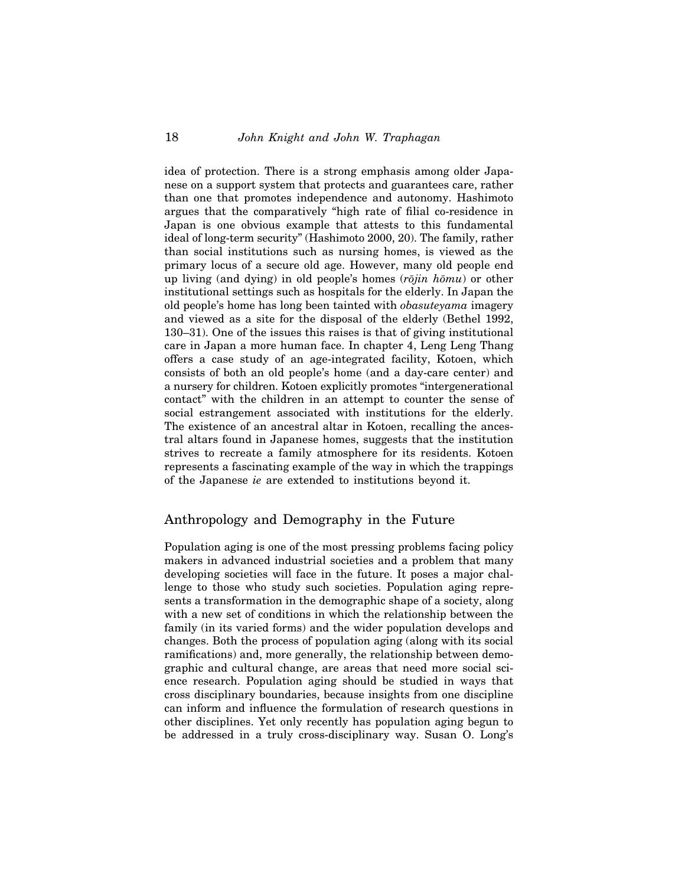idea of protection. There is a strong emphasis among older Japanese on a support system that protects and guarantees care, rather than one that promotes independence and autonomy. Hashimoto argues that the comparatively "high rate of filial co-residence in Japan is one obvious example that attests to this fundamental ideal of long-term security" (Hashimoto 2000, 20). The family, rather than social institutions such as nursing homes, is viewed as the primary locus of a secure old age. However, many old people end up living (and dying) in old people's homes (*rōjin hōmu*) or other institutional settings such as hospitals for the elderly. In Japan the old people's home has long been tainted with *obasuteyama* imagery and viewed as a site for the disposal of the elderly (Bethel 1992, 130–31). One of the issues this raises is that of giving institutional care in Japan a more human face. In chapter 4, Leng Leng Thang offers a case study of an age-integrated facility, Kotoen, which consists of both an old people's home (and a day-care center) and a nursery for children. Kotoen explicitly promotes "intergenerational contact" with the children in an attempt to counter the sense of social estrangement associated with institutions for the elderly. The existence of an ancestral altar in Kotoen, recalling the ancestral altars found in Japanese homes, suggests that the institution strives to recreate a family atmosphere for its residents. Kotoen represents a fascinating example of the way in which the trappings of the Japanese *ie* are extended to institutions beyond it.

## Anthropology and Demography in the Future

Population aging is one of the most pressing problems facing policy makers in advanced industrial societies and a problem that many developing societies will face in the future. It poses a major challenge to those who study such societies. Population aging represents a transformation in the demographic shape of a society, along with a new set of conditions in which the relationship between the family (in its varied forms) and the wider population develops and changes. Both the process of population aging (along with its social ramifications) and, more generally, the relationship between demographic and cultural change, are areas that need more social science research. Population aging should be studied in ways that cross disciplinary boundaries, because insights from one discipline can inform and influence the formulation of research questions in other disciplines. Yet only recently has population aging begun to be addressed in a truly cross-disciplinary way. Susan O. Long's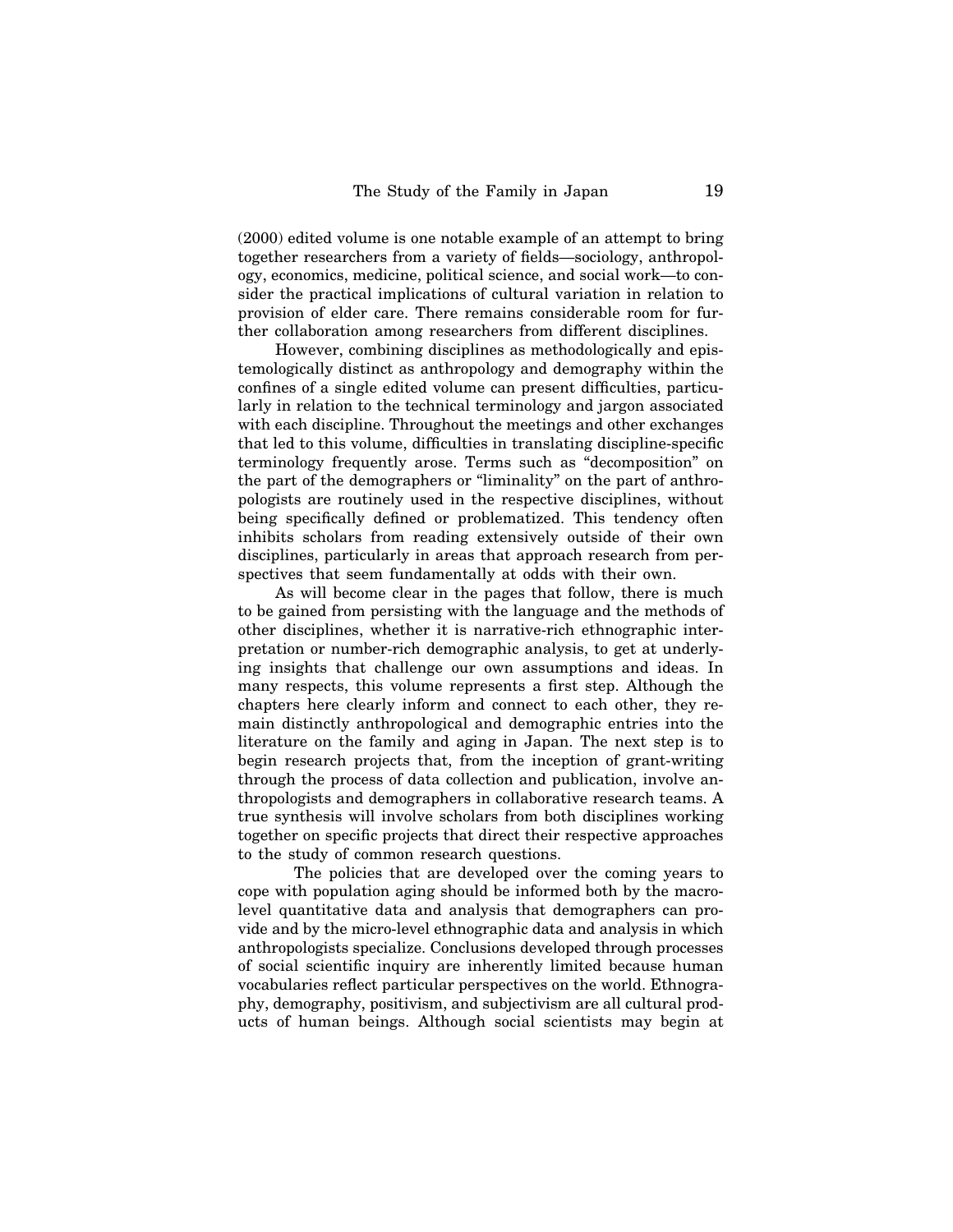(2000) edited volume is one notable example of an attempt to bring together researchers from a variety of fields—sociology, anthropology, economics, medicine, political science, and social work—to consider the practical implications of cultural variation in relation to provision of elder care. There remains considerable room for further collaboration among researchers from different disciplines.

However, combining disciplines as methodologically and epistemologically distinct as anthropology and demography within the confines of a single edited volume can present difficulties, particularly in relation to the technical terminology and jargon associated with each discipline. Throughout the meetings and other exchanges that led to this volume, difficulties in translating discipline-specific terminology frequently arose. Terms such as "decomposition" on the part of the demographers or "liminality" on the part of anthropologists are routinely used in the respective disciplines, without being specifically defined or problematized. This tendency often inhibits scholars from reading extensively outside of their own disciplines, particularly in areas that approach research from perspectives that seem fundamentally at odds with their own.

As will become clear in the pages that follow, there is much to be gained from persisting with the language and the methods of other disciplines, whether it is narrative-rich ethnographic interpretation or number-rich demographic analysis, to get at underlying insights that challenge our own assumptions and ideas. In many respects, this volume represents a first step. Although the chapters here clearly inform and connect to each other, they remain distinctly anthropological and demographic entries into the literature on the family and aging in Japan. The next step is to begin research projects that, from the inception of grant-writing through the process of data collection and publication, involve anthropologists and demographers in collaborative research teams. A true synthesis will involve scholars from both disciplines working together on specific projects that direct their respective approaches to the study of common research questions.

The policies that are developed over the coming years to cope with population aging should be informed both by the macro-level quantitative data and analysis that demographers can provide and by the micro-level ethnographic data and analysis in which anthropologists specialize. Conclusions developed through processes of social scientific inquiry are inherently limited because human vocabularies reflect particular perspectives on the world. Ethnography, demography, positivism, and subjectivism are all cultural products of human beings. Although social scientists may begin at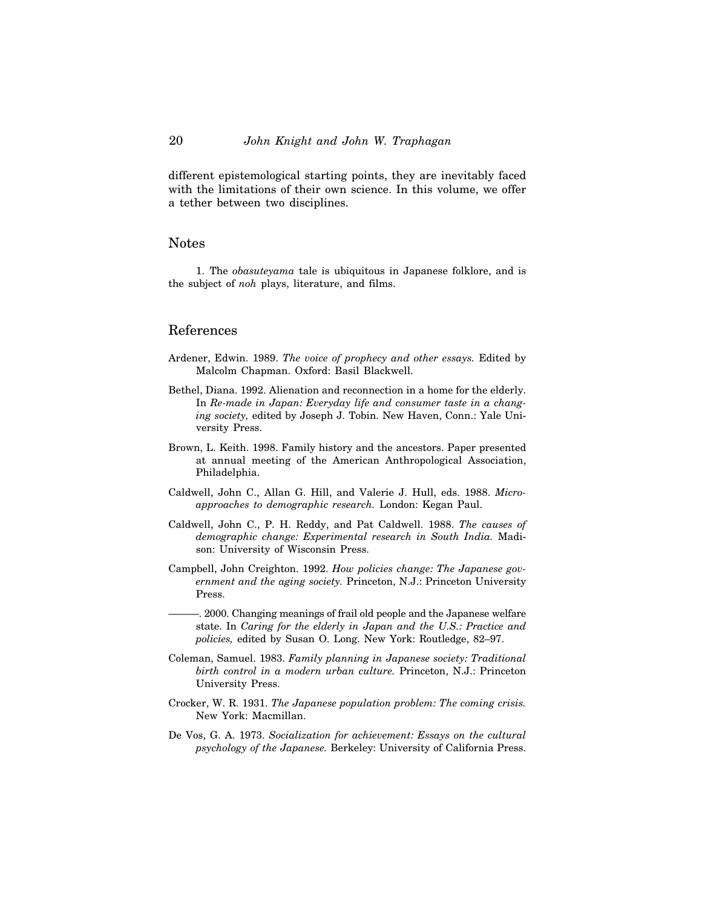different epistemological starting points, they are inevitably faced with the limitations of their own science. In this volume, we offer a tether between two disciplines.

## Notes

1. The *obasuteyama* tale is ubiquitous in Japanese folklore, and is the subject of *noh* plays, literature, and films.

## References

Ardener, Edwin. 1989. *The voice of prophecy and other essays.* Edited by Malcolm Chapman. Oxford: Basil Blackwell.

Bethel, Diana. 1992. Alienation and reconnection in a home for the elderly. In *Re-made in Japan: Everyday life and consumer taste in a changing society,* edited by Joseph J. Tobin. New Haven, Conn.: Yale University Press.

Brown, L. Keith. 1998. Family history and the ancestors. Paper presented at annual meeting of the American Anthropological Association, Philadelphia.

Caldwell, John C., Allan G. Hill, and Valerie J. Hull, eds. 1988. *Micro-approaches to demographic research.* London: Kegan Paul.

Caldwell, John C., P. H. Reddy, and Pat Caldwell. 1988. *The causes of demographic change: Experimental research in South India.* Madison: University of Wisconsin Press.

Campbell, John Creighton. 1992. *How policies change: The Japanese government and the aging society.* Princeton, N.J.: Princeton University Press.

———. 2000. Changing meanings of frail old people and the Japanese welfare state. In *Caring for the elderly in Japan and the U.S.: Practice and policies,* edited by Susan O. Long. New York: Routledge, 82–97.

Coleman, Samuel. 1983. *Family planning in Japanese society: Traditional birth control in a modern urban culture.* Princeton, N.J.: Princeton University Press.

Crocker, W. R. 1931. *The Japanese population problem: The coming crisis.* New York: Macmillan.

De Vos, G. A. 1973. *Socialization for achievement: Essays on the cultural psychology of the Japanese.* Berkeley: University of California Press.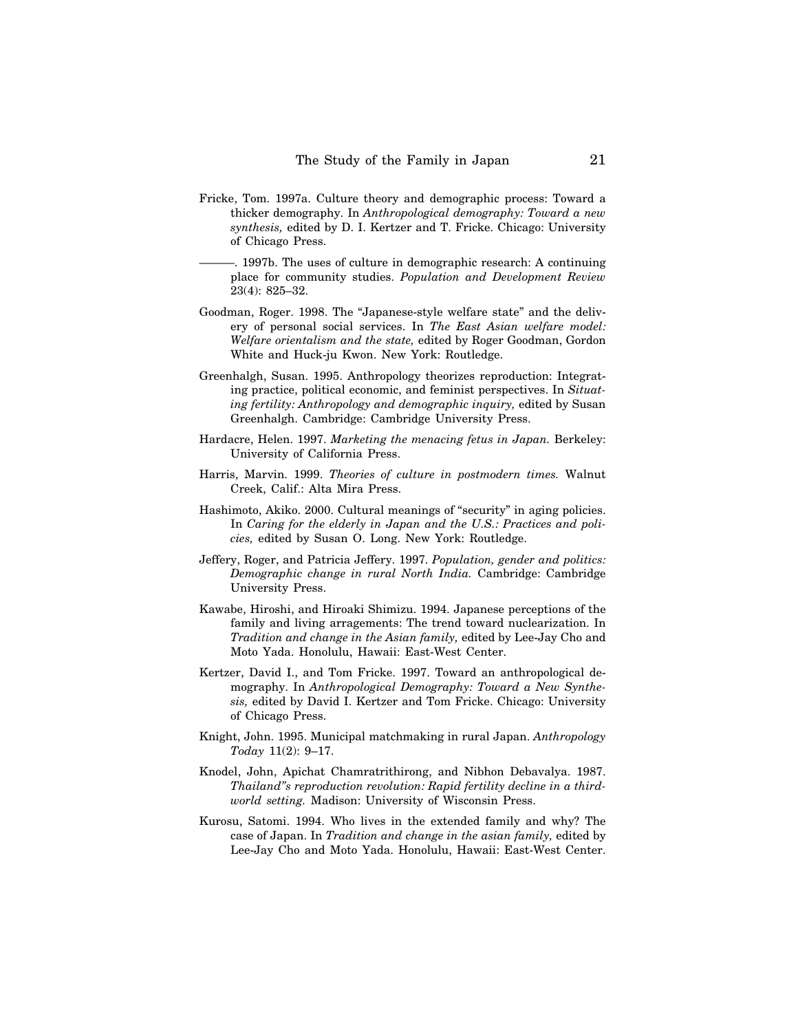Fricke, Tom. 1997a. Culture theory and demographic process: Toward a thicker demography. In *Anthropological demography: Toward a new synthesis,* edited by D. I. Kertzer and T. Fricke. Chicago: University of Chicago Press.

———. 1997b. The uses of culture in demographic research: A continuing place for community studies. *Population and Development Review* 23(4): 825–32.

Goodman, Roger. 1998. The "Japanese-style welfare state" and the delivery of personal social services. In *The East Asian welfare model: Welfare orientalism and the state,* edited by Roger Goodman, Gordon White and Huck-ju Kwon. New York: Routledge.

Greenhalgh, Susan. 1995. Anthropology theorizes reproduction: Integrating practice, political economic, and feminist perspectives. In *Situating fertility: Anthropology and demographic inquiry,* edited by Susan Greenhalgh. Cambridge: Cambridge University Press.

Hardacre, Helen. 1997. *Marketing the menacing fetus in Japan.* Berkeley: University of California Press.

Harris, Marvin. 1999. *Theories of culture in postmodern times.* Walnut Creek, Calif.: Alta Mira Press.

Hashimoto, Akiko. 2000. Cultural meanings of "security" in aging policies. In *Caring for the elderly in Japan and the U.S.: Practices and policies,* edited by Susan O. Long. New York: Routledge.

Jeffery, Roger, and Patricia Jeffery. 1997. *Population, gender and politics: Demographic change in rural North India.* Cambridge: Cambridge University Press.

Kawabe, Hiroshi, and Hiroaki Shimizu. 1994. Japanese perceptions of the family and living arragements: The trend toward nuclearization. In *Tradition and change in the Asian family,* edited by Lee-Jay Cho and Moto Yada. Honolulu, Hawaii: East-West Center.

Kertzer, David I., and Tom Fricke. 1997. Toward an anthropological demography. In *Anthropological Demography: Toward a New Synthesis,* edited by David I. Kertzer and Tom Fricke. Chicago: University of Chicago Press.

Knight, John. 1995. Municipal matchmaking in rural Japan. *Anthropology Today* 11(2): 9–17.

Knodel, John, Apichat Chamratrithirong, and Nibhon Debavalya. 1987. *Thailand"s reproduction revolution: Rapid fertility decline in a third-world setting.* Madison: University of Wisconsin Press.

Kurosu, Satomi. 1994. Who lives in the extended family and why? The case of Japan. In *Tradition and change in the asian family,* edited by Lee-Jay Cho and Moto Yada. Honolulu, Hawaii: East-West Center.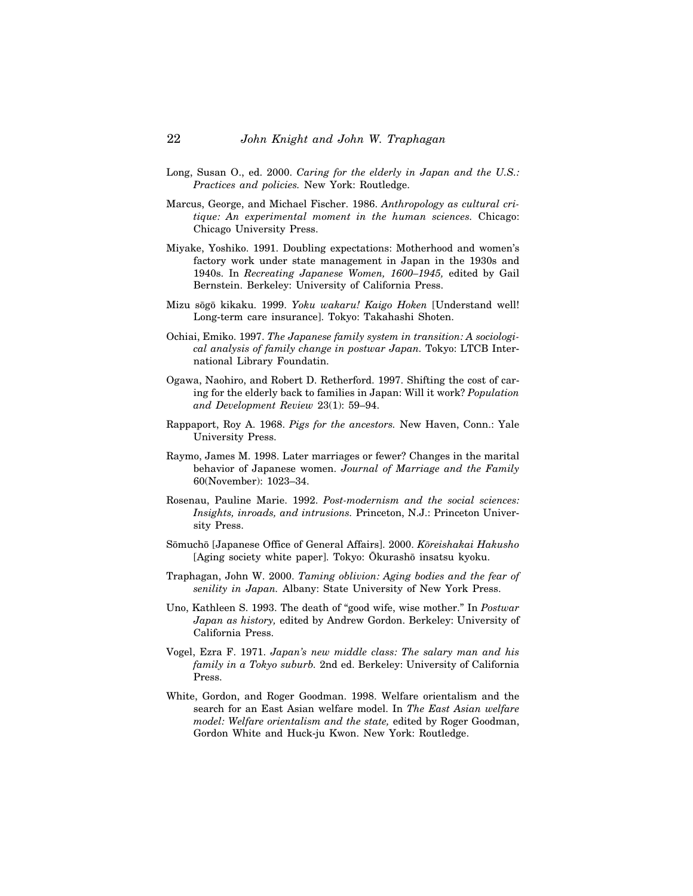Long, Susan O., ed. 2000. *Caring for the elderly in Japan and the U.S.: Practices and policies.* New York: Routledge.

Marcus, George, and Michael Fischer. 1986. *Anthropology as cultural critique: An experimental moment in the human sciences.* Chicago: Chicago University Press.

Miyake, Yoshiko. 1991. Doubling expectations: Motherhood and women's factory work under state management in Japan in the 1930s and 1940s. In *Recreating Japanese Women, 1600–1945,* edited by Gail Bernstein. Berkeley: University of California Press.

Mizu sōgō kikaku. 1999. *Yoku wakaru! Kaigo Hoken* [Understand well! Long-term care insurance]. Tokyo: Takahashi Shoten.

Ochiai, Emiko. 1997. *The Japanese family system in transition: A sociological analysis of family change in postwar Japan.* Tokyo: LTCB International Library Foundatin.

Ogawa, Naohiro, and Robert D. Retherford. 1997. Shifting the cost of caring for the elderly back to families in Japan: Will it work? *Population and Development Review* 23(1): 59–94.

Rappaport, Roy A. 1968. *Pigs for the ancestors.* New Haven, Conn.: Yale University Press.

Raymo, James M. 1998. Later marriages or fewer? Changes in the marital behavior of Japanese women. *Journal of Marriage and the Family* 60(November): 1023–34.

Rosenau, Pauline Marie. 1992. *Post-modernism and the social sciences: Insights, inroads, and intrusions.* Princeton, N.J.: Princeton University Press.

Sōmuchō [Japanese Office of General Affairs]. 2000. *Kōreishakai Hakusho* [Aging society white paper]. Tokyo: Ōkurashō insatsu kyoku.

Traphagan, John W. 2000. *Taming oblivion: Aging bodies and the fear of senility in Japan.* Albany: State University of New York Press.

Uno, Kathleen S. 1993. The death of "good wife, wise mother." In *Postwar Japan as history,* edited by Andrew Gordon. Berkeley: University of California Press.

Vogel, Ezra F. 1971. *Japan's new middle class: The salary man and his family in a Tokyo suburb.* 2nd ed. Berkeley: University of California Press.

White, Gordon, and Roger Goodman. 1998. Welfare orientalism and the search for an East Asian welfare model. In *The East Asian welfare model: Welfare orientalism and the state,* edited by Roger Goodman, Gordon White and Huck-ju Kwon. New York: Routledge.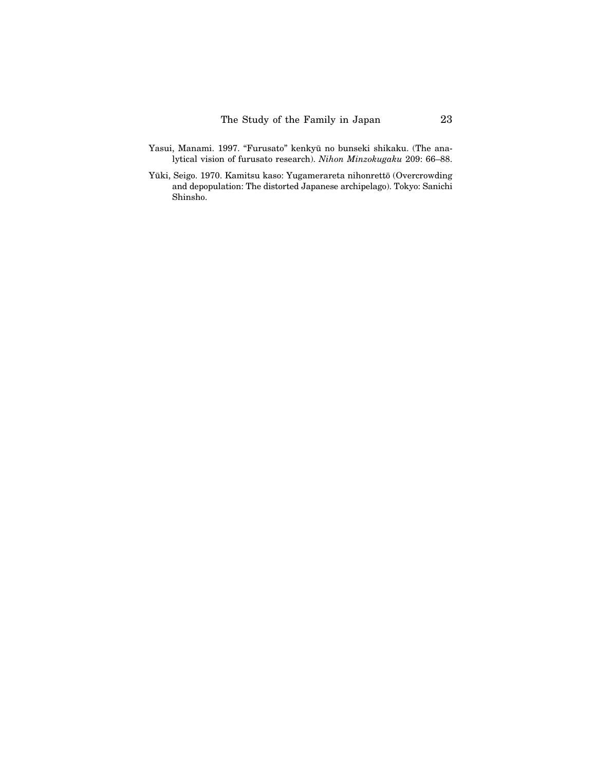Yasui, Manami. 1997. "Furusato" kenkyū no bunseki shikaku. (The analytical vision of furusato research). *Nihon Minzokugaku* 209: 66–88.

Yūki, Seigo. 1970. Kamitsu kaso: Yugamerareta nihonrettō (Overcrowding and depopulation: The distorted Japanese archipelago). Tokyo: Sanichi Shinsho.